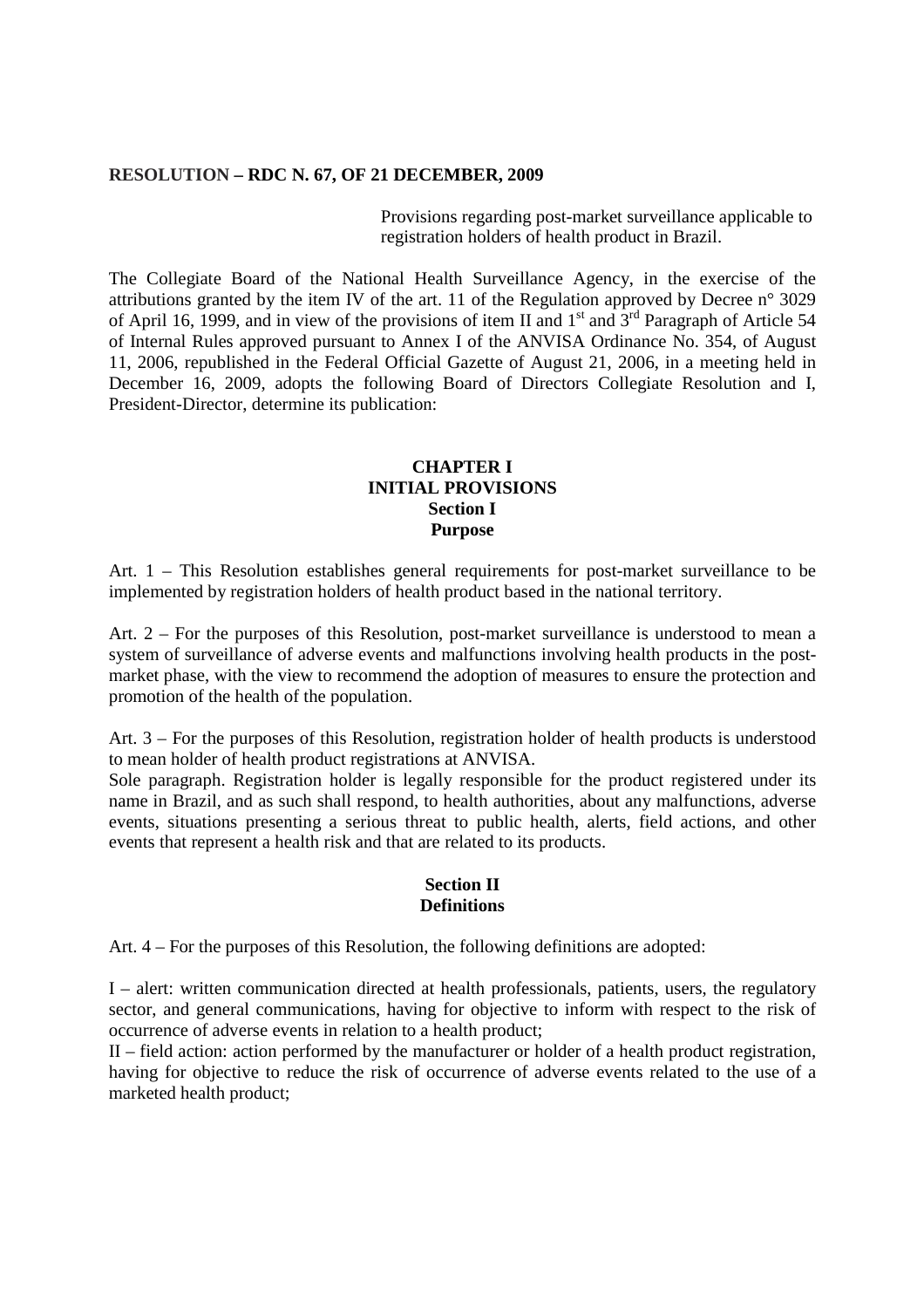**RESOLUTION – RDC N. 67, OF 21 DECEMBER, 2009**

Provisions regarding post-market surveillance applicable to registration holders of health product in Brazil.

The Collegiate Board of the National Health Surveillance Agency, in the exercise of the attributions granted by the item IV of the art. 11 of the Regulation approved by Decree n° 3029 of April 16, 1999, and in view of the provisions of item II and 1st and 3rd Paragraph of Article 54 of Internal Rules approved pursuant to Annex I of the ANVISA Ordinance No. 354, of August 11, 2006, republished in the Federal Official Gazette of August 21, 2006, in a meeting held in December 16, 2009, adopts the following Board of Directors Collegiate Resolution and I, President-Director, determine its publication:

## CHAPTER I
## INITIAL PROVISIONS
### Section I
### Purpose

Art. 1 – This Resolution establishes general requirements for post-market surveillance to be implemented by registration holders of health product based in the national territory.

Art. 2 – For the purposes of this Resolution, post-market surveillance is understood to mean a system of surveillance of adverse events and malfunctions involving health products in the post-market phase, with the view to recommend the adoption of measures to ensure the protection and promotion of the health of the population.

Art. 3 – For the purposes of this Resolution, registration holder of health products is understood to mean holder of health product registrations at ANVISA.

Sole paragraph. Registration holder is legally responsible for the product registered under its name in Brazil, and as such shall respond, to health authorities, about any malfunctions, adverse events, situations presenting a serious threat to public health, alerts, field actions, and other events that represent a health risk and that are related to its products.

### Section II
### Definitions

Art. 4 – For the purposes of this Resolution, the following definitions are adopted:

I – alert: written communication directed at health professionals, patients, users, the regulatory sector, and general communications, having for objective to inform with respect to the risk of occurrence of adverse events in relation to a health product;

II – field action: action performed by the manufacturer or holder of a health product registration, having for objective to reduce the risk of occurrence of adverse events related to the use of a marketed health product;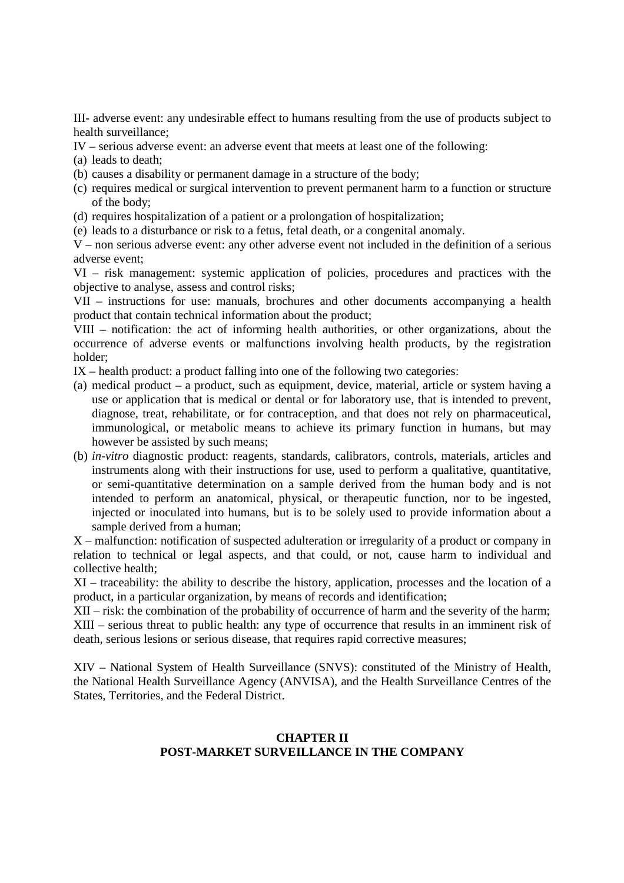III- adverse event: any undesirable effect to humans resulting from the use of products subject to health surveillance;

IV – serious adverse event: an adverse event that meets at least one of the following:

(a) leads to death;
(b) causes a disability or permanent damage in a structure of the body;
(c) requires medical or surgical intervention to prevent permanent harm to a function or structure of the body;
(d) requires hospitalization of a patient or a prolongation of hospitalization;
(e) leads to a disturbance or risk to a fetus, fetal death, or a congenital anomaly.

V – non serious adverse event: any other adverse event not included in the definition of a serious adverse event;

VI – risk management: systemic application of policies, procedures and practices with the objective to analyse, assess and control risks;

VII – instructions for use: manuals, brochures and other documents accompanying a health product that contain technical information about the product;

VIII – notification: the act of informing health authorities, or other organizations, about the occurrence of adverse events or malfunctions involving health products, by the registration holder;

IX – health product: a product falling into one of the following two categories:

(a) medical product – a product, such as equipment, device, material, article or system having a use or application that is medical or dental or for laboratory use, that is intended to prevent, diagnose, treat, rehabilitate, or for contraception, and that does not rely on pharmaceutical, immunological, or metabolic means to achieve its primary function in humans, but may however be assisted by such means;
(b) *in-vitro* diagnostic product: reagents, standards, calibrators, controls, materials, articles and instruments along with their instructions for use, used to perform a qualitative, quantitative, or semi-quantitative determination on a sample derived from the human body and is not intended to perform an anatomical, physical, or therapeutic function, nor to be ingested, injected or inoculated into humans, but is to be solely used to provide information about a sample derived from a human;

X – malfunction: notification of suspected adulteration or irregularity of a product or company in relation to technical or legal aspects, and that could, or not, cause harm to individual and collective health;

XI – traceability: the ability to describe the history, application, processes and the location of a product, in a particular organization, by means of records and identification;

XII – risk: the combination of the probability of occurrence of harm and the severity of the harm;

XIII – serious threat to public health: any type of occurrence that results in an imminent risk of death, serious lesions or serious disease, that requires rapid corrective measures;

XIV – National System of Health Surveillance (SNVS): constituted of the Ministry of Health, the National Health Surveillance Agency (ANVISA), and the Health Surveillance Centres of the States, Territories, and the Federal District.

## CHAPTER II
## POST-MARKET SURVEILLANCE IN THE COMPANY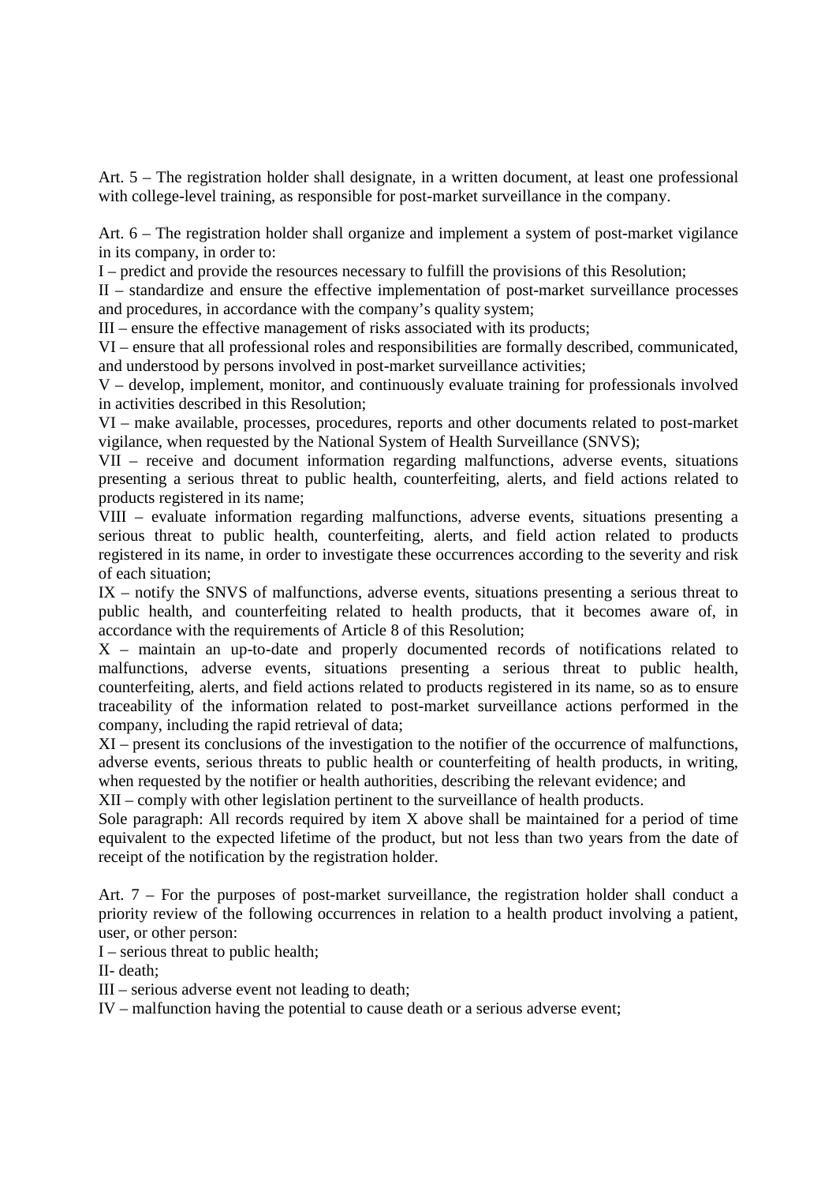Art. 5 – The registration holder shall designate, in a written document, at least one professional with college-level training, as responsible for post-market surveillance in the company.

Art. 6 – The registration holder shall organize and implement a system of post-market vigilance in its company, in order to:

I – predict and provide the resources necessary to fulfill the provisions of this Resolution;

II – standardize and ensure the effective implementation of post-market surveillance processes and procedures, in accordance with the company's quality system;

III – ensure the effective management of risks associated with its products;

VI – ensure that all professional roles and responsibilities are formally described, communicated, and understood by persons involved in post-market surveillance activities;

V – develop, implement, monitor, and continuously evaluate training for professionals involved in activities described in this Resolution;

VI – make available, processes, procedures, reports and other documents related to post-market vigilance, when requested by the National System of Health Surveillance (SNVS);

VII – receive and document information regarding malfunctions, adverse events, situations presenting a serious threat to public health, counterfeiting, alerts, and field actions related to products registered in its name;

VIII – evaluate information regarding malfunctions, adverse events, situations presenting a serious threat to public health, counterfeiting, alerts, and field action related to products registered in its name, in order to investigate these occurrences according to the severity and risk of each situation;

IX – notify the SNVS of malfunctions, adverse events, situations presenting a serious threat to public health, and counterfeiting related to health products, that it becomes aware of, in accordance with the requirements of Article 8 of this Resolution;

X – maintain an up-to-date and properly documented records of notifications related to malfunctions, adverse events, situations presenting a serious threat to public health, counterfeiting, alerts, and field actions related to products registered in its name, so as to ensure traceability of the information related to post-market surveillance actions performed in the company, including the rapid retrieval of data;

XI – present its conclusions of the investigation to the notifier of the occurrence of malfunctions, adverse events, serious threats to public health or counterfeiting of health products, in writing, when requested by the notifier or health authorities, describing the relevant evidence; and

XII – comply with other legislation pertinent to the surveillance of health products.

Sole paragraph: All records required by item X above shall be maintained for a period of time equivalent to the expected lifetime of the product, but not less than two years from the date of receipt of the notification by the registration holder.

Art. 7 – For the purposes of post-market surveillance, the registration holder shall conduct a priority review of the following occurrences in relation to a health product involving a patient, user, or other person:

I – serious threat to public health;

II- death;

III – serious adverse event not leading to death;

IV – malfunction having the potential to cause death or a serious adverse event;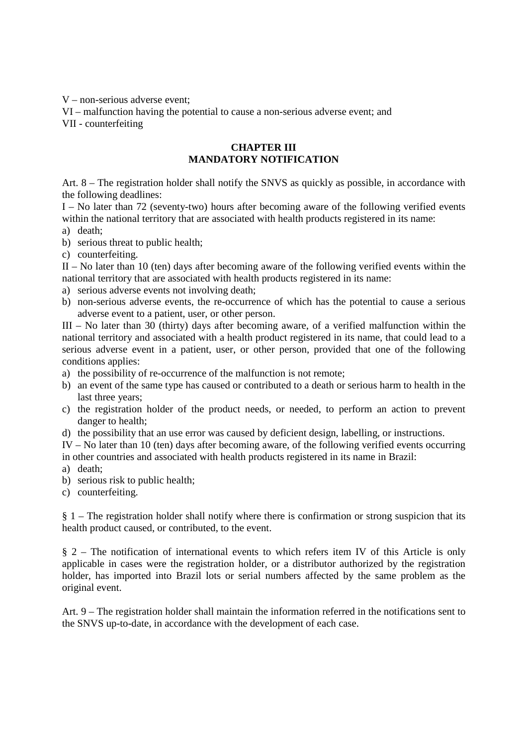V – non-serious adverse event;

VI – malfunction having the potential to cause a non-serious adverse event; and

VII - counterfeiting

## CHAPTER III
## MANDATORY NOTIFICATION

Art. 8 – The registration holder shall notify the SNVS as quickly as possible, in accordance with the following deadlines:

I – No later than 72 (seventy-two) hours after becoming aware of the following verified events within the national territory that are associated with health products registered in its name:

a) death;
b) serious threat to public health;
c) counterfeiting.

II – No later than 10 (ten) days after becoming aware of the following verified events within the national territory that are associated with health products registered in its name:

a) serious adverse events not involving death;
b) non-serious adverse events, the re-occurrence of which has the potential to cause a serious adverse event to a patient, user, or other person.

III – No later than 30 (thirty) days after becoming aware, of a verified malfunction within the national territory and associated with a health product registered in its name, that could lead to a serious adverse event in a patient, user, or other person, provided that one of the following conditions applies:

a) the possibility of re-occurrence of the malfunction is not remote;
b) an event of the same type has caused or contributed to a death or serious harm to health in the last three years;
c) the registration holder of the product needs, or needed, to perform an action to prevent danger to health;
d) the possibility that an use error was caused by deficient design, labelling, or instructions.

IV – No later than 10 (ten) days after becoming aware, of the following verified events occurring in other countries and associated with health products registered in its name in Brazil:

a) death;
b) serious risk to public health;
c) counterfeiting.

§ 1 – The registration holder shall notify where there is confirmation or strong suspicion that its health product caused, or contributed, to the event.

§ 2 – The notification of international events to which refers item IV of this Article is only applicable in cases were the registration holder, or a distributor authorized by the registration holder, has imported into Brazil lots or serial numbers affected by the same problem as the original event.

Art. 9 – The registration holder shall maintain the information referred in the notifications sent to the SNVS up-to-date, in accordance with the development of each case.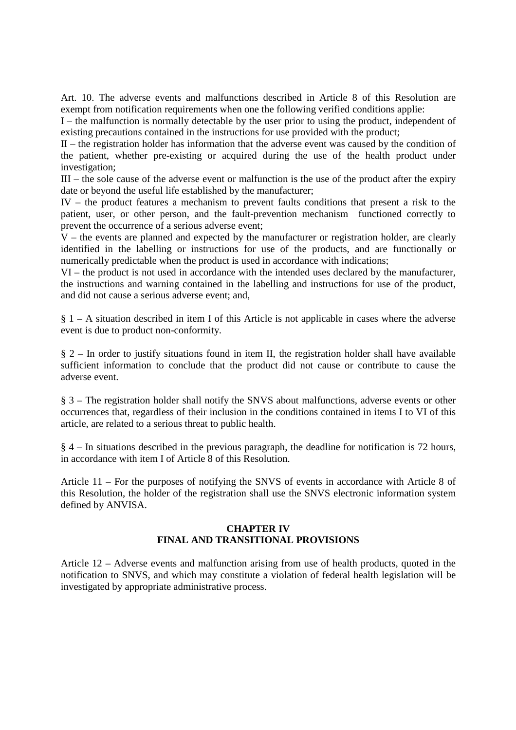Art. 10. The adverse events and malfunctions described in Article 8 of this Resolution are exempt from notification requirements when one the following verified conditions applie:

I – the malfunction is normally detectable by the user prior to using the product, independent of existing precautions contained in the instructions for use provided with the product;

II – the registration holder has information that the adverse event was caused by the condition of the patient, whether pre-existing or acquired during the use of the health product under investigation;

III – the sole cause of the adverse event or malfunction is the use of the product after the expiry date or beyond the useful life established by the manufacturer;

IV – the product features a mechanism to prevent faults conditions that present a risk to the patient, user, or other person, and the fault-prevention mechanism functioned correctly to prevent the occurrence of a serious adverse event;

V – the events are planned and expected by the manufacturer or registration holder, are clearly identified in the labelling or instructions for use of the products, and are functionally or numerically predictable when the product is used in accordance with indications;

VI – the product is not used in accordance with the intended uses declared by the manufacturer, the instructions and warning contained in the labelling and instructions for use of the product, and did not cause a serious adverse event; and,

§ 1 – A situation described in item I of this Article is not applicable in cases where the adverse event is due to product non-conformity.

§ 2 – In order to justify situations found in item II, the registration holder shall have available sufficient information to conclude that the product did not cause or contribute to cause the adverse event.

§ 3 – The registration holder shall notify the SNVS about malfunctions, adverse events or other occurrences that, regardless of their inclusion in the conditions contained in items I to VI of this article, are related to a serious threat to public health.

§ 4 – In situations described in the previous paragraph, the deadline for notification is 72 hours, in accordance with item I of Article 8 of this Resolution.

Article 11 – For the purposes of notifying the SNVS of events in accordance with Article 8 of this Resolution, the holder of the registration shall use the SNVS electronic information system defined by ANVISA.

## CHAPTER IV
## FINAL AND TRANSITIONAL PROVISIONS

Article 12 – Adverse events and malfunction arising from use of health products, quoted in the notification to SNVS, and which may constitute a violation of federal health legislation will be investigated by appropriate administrative process.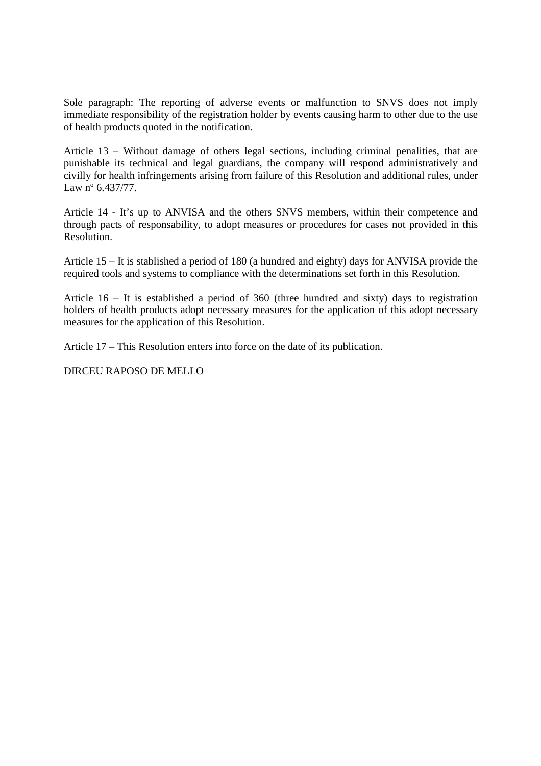Sole paragraph: The reporting of adverse events or malfunction to SNVS does not imply immediate responsibility of the registration holder by events causing harm to other due to the use of health products quoted in the notification.

Article 13 – Without damage of others legal sections, including criminal penalities, that are punishable its technical and legal guardians, the company will respond administratively and civilly for health infringements arising from failure of this Resolution and additional rules, under Law nº 6.437/77.

Article 14 - It's up to ANVISA and the others SNVS members, within their competence and through pacts of responsability, to adopt measures or procedures for cases not provided in this Resolution.

Article 15 – It is stablished a period of 180 (a hundred and eighty) days for ANVISA provide the required tools and systems to compliance with the determinations set forth in this Resolution.

Article 16 – It is established a period of 360 (three hundred and sixty) days to registration holders of health products adopt necessary measures for the application of this adopt necessary measures for the application of this Resolution.

Article 17 – This Resolution enters into force on the date of its publication.

DIRCEU RAPOSO DE MELLO